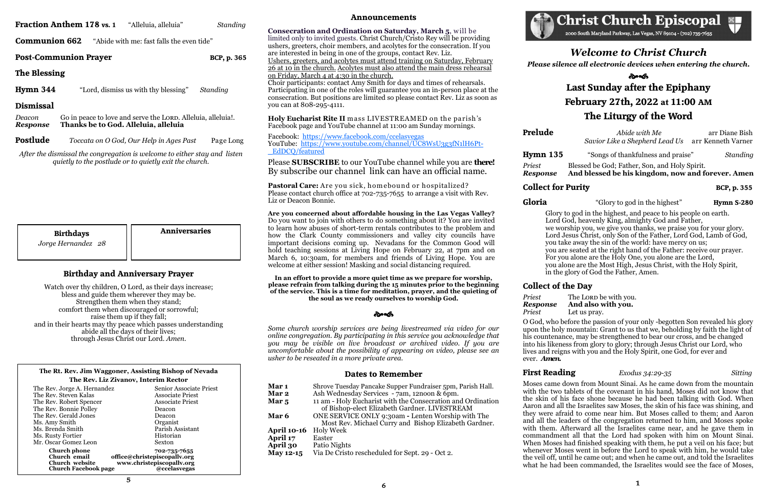**Fraction Anthem 178 vs. 1** "Alleluia, alleluia" *Standing*

**Communion 662** "Abide with me: fast falls the even tide"

**Post-Communion Prayer** **BCP, p. 365**

**The Blessing**

**Hymn 344** "Lord, dismiss us with thy blessing" *Standing*

**Dismissal**

*Deacon* Go in peace to love and serve the LORD. Alleluia, alleluia!.
***Response*** **Thanks be to God. Alleluia, alleluia**

**Postlude** *Toccata on O God, Our Help in Ages Past* Page Long

*After the dismissal the congregation is welcome to either stay and listen quietly to the postlude or to quietly exit the church.*

**Birthdays**
*Jorge Hernandez 28*

**Anniversaries**

## Birthday and Anniversary Prayer

Watch over thy children, O Lord, as their days increase;
bless and guide them wherever they may be.
Strengthen them when they stand;
comfort them when discouraged or sorrowful;
raise them up if they fall;
and in their hearts may thy peace which passes understanding
abide all the days of their lives;
through Jesus Christ our Lord. *Amen.*

**The Rt. Rev. Jim Waggoner, Assisting Bishop of Nevada**
**The Rev. Liz Zivanov, Interim Rector**

| | |
|---|---|
| The Rev. Jorge A. Hernandez | Senior Associate Priest |
| The Rev. Steven Kalas | Associate Priest |
| The Rev. Robert Spencer | Associate Priest |
| The Rev. Bonnie Polley | Deacon |
| The Rev. Gerald Jones | Deacon |
| Ms. Amy Smith | Organist |
| Ms. Brenda Smith | Parish Assistant |
| Ms. Rusty Fortier | Historian |
| Mr. Oscar Gomez Leon | Sexton |

**Church phone** 702-735-7655
**Church email** office@christepiscopallv.org
**Church website** www.christepiscopallv.org
**Church Facebook page** @ccelasvegas

## Announcements

**Consecration and Ordination on Saturday, March 5**, will be limited only to invited guests. Christ Church/Cristo Rey will be providing ushers, greeters, choir members, and acolytes for the consecration. If you are interested in being in one of the groups, contact Rev. Liz.
Ushers, greeters, and acolytes must attend training on Saturday, February 26 at 10 in the church. Acolytes must also attend the main dress rehearsal on Friday, March 4 at 4:30 in the church.
Choir participants: contact Amy Smith for days and times of rehearsals.
Participating in one of the roles will guarantee you an in-person place at the consecration. But positions are limited so please contact Rev. Liz as soon as you can at 808-295-4111.

**Holy Eucharist Rite II** mass LIVESTREAMED on the parish's Facebook page and YouTube channel at 11:00 am Sunday mornings.

Facebook: https://www.facebook.com/ccelasvegas
YouTube: https://www.youtube.com/channel/UC8WsU3g3fN1lH6Pt-_EdDCQ/featured

Please **SUBSCRIBE** to our YouTube channel while you are **there!** By subscribe our channel link can have an official name.

**Pastoral Care:** Are you sick, homebound or hospitalized? Please contact church office at 702-735-7655 to arrange a visit with Rev. Liz or Deacon Bonnie.

**Are you concerned about affordable housing in the Las Vegas Valley?** Do you want to join with others to do something about it? You are invited to learn how abuses of short-term rentals contributes to the problem and how the Clark County commissioners and valley city councils have important decisions coming up. Nevadans for the Common Good will hold teaching sessions at Living Hope on February 22, at 7pm and on March 6, 10:30am, for members and friends of Living Hope. You are welcome at either session! Masking and social distancing required.

**In an effort to provide a more quiet time as we prepare for worship, please refrain from talking during the 15 minutes prior to the beginning of the service. This is a time for meditation, prayer, and the quieting of the soul as we ready ourselves to worship God.**

*Some church worship services are being livestreamed via video for our online congregation. By participating in this service you acknowledge that you may be visible on live broadcast or archived video. If you are uncomfortable about the possibility of appearing on video, please see an usher to be reseated in a more private area.*

## Dates to Remember

| | |
|---|---|
| **Mar 1** | Shrove Tuesday Pancake Supper Fundraiser 5pm, Parish Hall. |
| **Mar 2** | Ash Wednesday Services - 7am, 12noon & 6pm. |
| **Mar 5** | 11 am - Holy Eucharist with the Consecration and Ordination of Bishop-elect Elizabeth Gardner. LIVESTREAM |
| **Mar 6** | ONE SERVICE ONLY 9:30am - Lenten Worship with The Most Rev. Michael Curry and Bishop Elizabeth Gardner. |
| **April 10-16** | Holy Week |
| **April 17** | Easter |
| **April 30** | Patio Nights |
| **May 12-15** | Via De Cristo rescheduled for Sept. 29 - Oct 2. |

# Christ Church Episcopal

2000 South Maryland Parkway, Las Vegas, NV 89104 - (702) 735-7655

## *Welcome to Christ Church*

***Please silence all electronic devices when entering the church.***

## Last Sunday after the Epiphany
## February 27th, 2022 at 11:00 AM
## The Liturgy of the Word

**Prelude** *Abide with Me* arr Diane Bish
*Savior Like a Shepherd Lead Us* arr Kenneth Varner

**Hymn 135** "Songs of thankfulness and praise" *Standing*

*Priest* Blessed be God; Father, Son, and Holy Spirit.
***Response*** **And blessed be his kingdom, now and forever. Amen**

**Collect for Purity** **BCP, p. 355**

**Gloria** "Glory to god in the highest" **Hymn S-280**

Glory to god in the highest, and peace to his people on earth.
Lord God, heavenly King, almighty God and Father,
we worship you, we give you thanks, we praise you for your glory.
Lord Jesus Christ, only Son of the Father, Lord God, Lamb of God,
you take away the sin of the world: have mercy on us;
you are seated at the right hand of the Father: receive our prayer.
For you alone are the Holy One, you alone are the Lord,
you alone are the Most High, Jesus Christ, with the Holy Spirit,
in the glory of God the Father, Amen.

**Collect of the Day**

*Priest* The LORD be with you.
***Response*** **And also with you.**
*Priest* Let us pray.

O God, who before the passion of your only -begotten Son revealed his glory upon the holy mountain: Grant to us that we, beholding by faith the light of his countenance, may be strengthened to bear our cross, and be changed into his likeness from glory to glory; through Jesus Christ our Lord, who lives and reigns with you and the Holy Spirit, one God, for ever and ever. ***Amen.***

**First Reading** *Exodus 34:29-35* *Sitting*

Moses came down from Mount Sinai. As he came down from the mountain with the two tablets of the covenant in his hand, Moses did not know that the skin of his face shone because he had been talking with God. When Aaron and all the Israelites saw Moses, the skin of his face was shining, and they were afraid to come near him. But Moses called to them; and Aaron and all the leaders of the congregation returned to him, and Moses spoke with them. Afterward all the Israelites came near, and he gave them in commandment all that the Lord had spoken with him on Mount Sinai. When Moses had finished speaking with them, he put a veil on his face; but whenever Moses went in before the Lord to speak with him, he would take the veil off, until he came out; and when he came out, and told the Israelites what he had been commanded, the Israelites would see the face of Moses,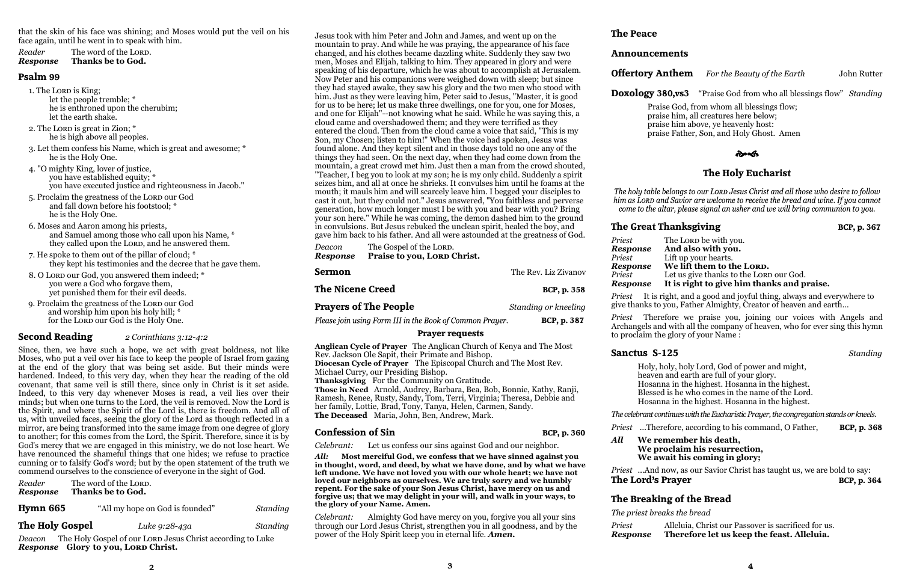that the skin of his face was shining; and Moses would put the veil on his face again, until he went in to speak with him.

*Reader* The word of the LORD.
***Response*** **Thanks be to God.**

## Psalm 99

1. The LORD is King;
 let the people tremble; *
 he is enthroned upon the cherubim;
 let the earth shake.
2. The LORD is great in Zion; *
 he is high above all peoples.
3. Let them confess his Name, which is great and awesome; *
 he is the Holy One.
4. "O mighty King, lover of justice,
 you have established equity; *
 you have executed justice and righteousness in Jacob."
5. Proclaim the greatness of the LORD our God
 and fall down before his footstool; *
 he is the Holy One.
6. Moses and Aaron among his priests,
 and Samuel among those who call upon his Name, *
 they called upon the LORD, and he answered them.
7. He spoke to them out of the pillar of cloud; *
 they kept his testimonies and the decree that he gave them.
8. O LORD our God, you answered them indeed; *
 you were a God who forgave them,
 yet punished them for their evil deeds.
9. Proclaim the greatness of the LORD our God
 and worship him upon his holy hill; *
 for the LORD our God is the Holy One.

## Second Reading *2 Corinthians 3:12-4:2*

Since, then, we have such a hope, we act with great boldness, not like Moses, who put a veil over his face to keep the people of Israel from gazing at the end of the glory that was being set aside. But their minds were hardened. Indeed, to this very day, when they hear the reading of the old covenant, that same veil is still there, since only in Christ is it set aside. Indeed, to this very day whenever Moses is read, a veil lies over their minds; but when one turns to the Lord, the veil is removed. Now the Lord is the Spirit, and where the Spirit of the Lord is, there is freedom. And all of us, with unveiled faces, seeing the glory of the Lord as though reflected in a mirror, are being transformed into the same image from one degree of glory to another; for this comes from the Lord, the Spirit. Therefore, since it is by God's mercy that we are engaged in this ministry, we do not lose heart. We have renounced the shameful things that one hides; we refuse to practice cunning or to falsify God's word; but by the open statement of the truth we commend ourselves to the conscience of everyone in the sight of God.

*Reader* The word of the LORD.
***Response*** **Thanks be to God.**

## Hymn 665 "All my hope on God is founded" *Standing*

## The Holy Gospel *Luke 9:28-43a* *Standing*

*Deacon* The Holy Gospel of our LORD Jesus Christ according to Luke
***Response*** **Glory to you, LORD Christ.**

Jesus took with him Peter and John and James, and went up on the mountain to pray. And while he was praying, the appearance of his face changed, and his clothes became dazzling white. Suddenly they saw two men, Moses and Elijah, talking to him. They appeared in glory and were speaking of his departure, which he was about to accomplish at Jerusalem. Now Peter and his companions were weighed down with sleep; but since they had stayed awake, they saw his glory and the two men who stood with him. Just as they were leaving him, Peter said to Jesus, "Master, it is good for us to be here; let us make three dwellings, one for you, one for Moses, and one for Elijah"--not knowing what he said. While he was saying this, a cloud came and overshadowed them; and they were terrified as they entered the cloud. Then from the cloud came a voice that said, "This is my Son, my Chosen; listen to him!" When the voice had spoken, Jesus was found alone. And they kept silent and in those days told no one any of the things they had seen. On the next day, when they had come down from the mountain, a great crowd met him. Just then a man from the crowd shouted, "Teacher, I beg you to look at my son; he is my only child. Suddenly a spirit seizes him, and all at once he shrieks. It convulses him until he foams at the mouth; it mauls him and will scarcely leave him. I begged your disciples to cast it out, but they could not." Jesus answered, "You faithless and perverse generation, how much longer must I be with you and bear with you? Bring your son here." While he was coming, the demon dashed him to the ground in convulsions. But Jesus rebuked the unclean spirit, healed the boy, and gave him back to his father. And all were astounded at the greatness of God.

*Deacon* The Gospel of the LORD.
***Response*** **Praise to you, LORD Christ.**

## Sermon The Rev. Liz Zivanov

## The Nicene Creed **BCP, p. 358**

## Prayers of The People *Standing or kneeling*

*Please join using Form III in the Book of Common Prayer.* **BCP, p. 387**

### Prayer requests

**Anglican Cycle of Prayer** The Anglican Church of Kenya and The Most Rev. Jackson Ole Sapit, their Primate and Bishop.
**Diocesan Cycle of Prayer** The Episcopal Church and The Most Rev. Michael Curry, our Presiding Bishop.
**Thanksgiving** For the Community on Gratitude.
**Those in Need** Arnold, Audrey, Barbara, Bea, Bob, Bonnie, Kathy, Ranji, Ramesh, Renee, Rusty, Sandy, Tom, Terri, Virginia; Theresa, Debbie and her family, Lottie, Brad, Tony, Tanya, Helen, Carmen, Sandy.
**The Deceased** Maria, John, Ben, Andrew, Mark.

## Confession of Sin **BCP, p. 360**

*Celebrant:* Let us confess our sins against God and our neighbor.

***All:*** **Most merciful God, we confess that we have sinned against you in thought, word, and deed, by what we have done, and by what we have left undone. We have not loved you with our whole heart; we have not loved our neighbors as ourselves. We are truly sorry and we humbly repent. For the sake of your Son Jesus Christ, have mercy on us and forgive us; that we may delight in your will, and walk in your ways, to the glory of your Name. Amen.**

*Celebrant:* Almighty God have mercy on you, forgive you all your sins through our Lord Jesus Christ, strengthen you in all goodness, and by the power of the Holy Spirit keep you in eternal life. ***Amen.***

## The Peace

## Announcements

## Offertory Anthem *For the Beauty of the Earth* John Rutter

## Doxology 380,vs3 "Praise God from who all blessings flow" *Standing*

Praise God, from whom all blessings flow;
praise him, all creatures here below;
praise him above, ye heavenly host:
praise Father, Son, and Holy Ghost. Amen

## The Holy Eucharist

*The holy table belongs to our LORD Jesus Christ and all those who desire to follow him as LORD and Savior are welcome to receive the bread and wine. If you cannot come to the altar, please signal an usher and we will bring communion to you.*

## The Great Thanksgiving **BCP, p. 367**

*Priest* The LORD be with you.
***Response*** **And also with you.**
*Priest* Lift up your hearts.
***Response*** **We lift them to the LORD.**
*Priest* Let us give thanks to the LORD our God.
***Response*** **It is right to give him thanks and praise.**

*Priest* It is right, and a good and joyful thing, always and everywhere to give thanks to you, Father Almighty, Creator of heaven and earth...

*Priest* Therefore we praise you, joining our voices with Angels and Archangels and with all the company of heaven, who for ever sing this hymn to proclaim the glory of your Name :

## Sanctus S-125 *Standing*

Holy, holy, holy Lord, God of power and might,
heaven and earth are full of your glory.
Hosanna in the highest. Hosanna in the highest.
Blessed is he who comes in the name of the Lord.
Hosanna in the highest. Hosanna in the highest.

*The celebrant continues with the Eucharistic Prayer, the congregation stands or kneels.*

*Priest* ...Therefore, according to his command, O Father, **BCP, p. 368**

***All*** **We remember his death,**
**We proclaim his resurrection,**
**We await his coming in glory;**

*Priest* ...And now, as our Savior Christ has taught us, we are bold to say:

## The Lord's Prayer **BCP, p. 364**

## The Breaking of the Bread

*The priest breaks the bread*

*Priest* Alleluia, Christ our Passover is sacrificed for us.
***Response*** **Therefore let us keep the feast. Alleluia.**